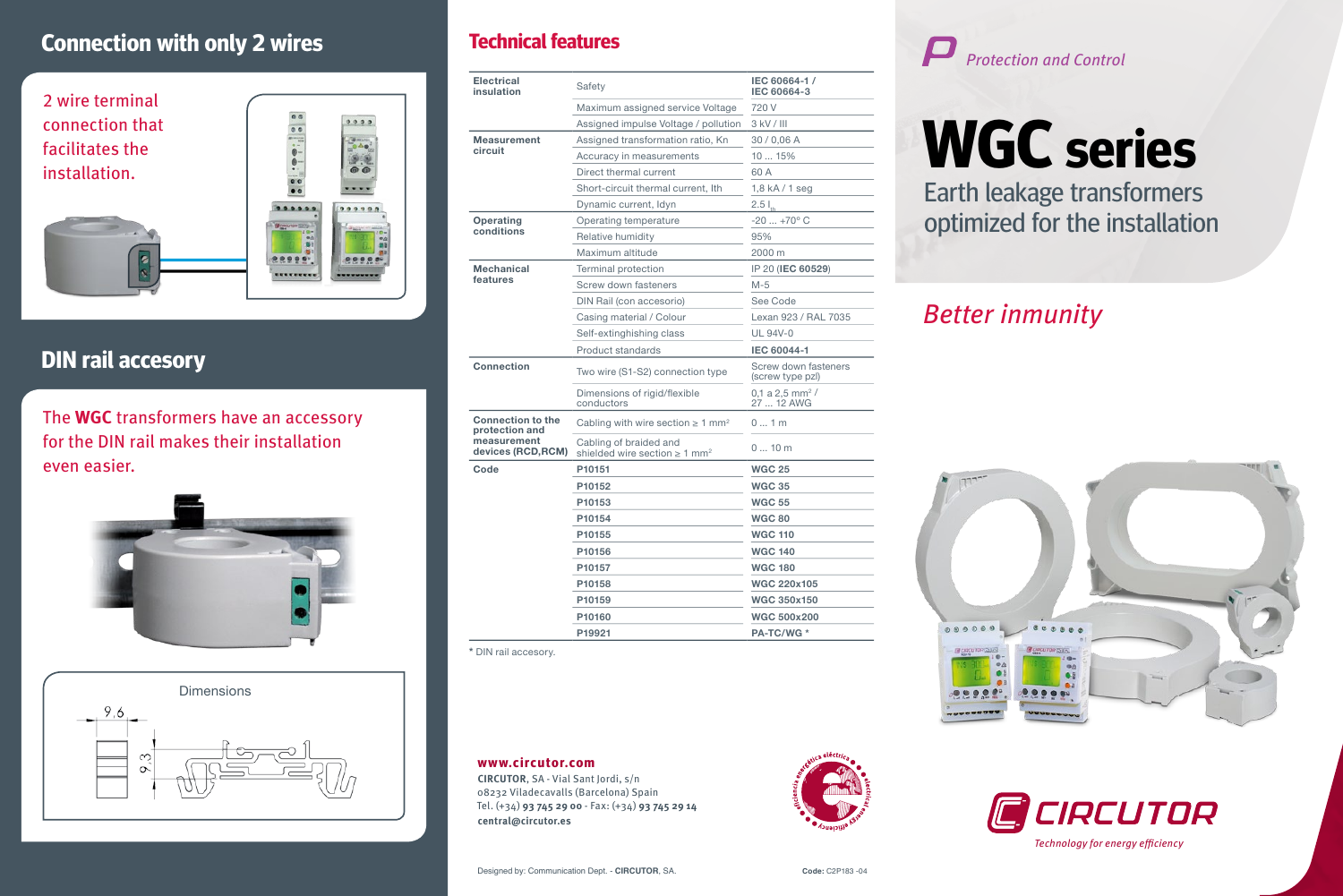## Connection with only 2 wires

2 wire terminal connection that facilitates the installation.

## DIN rail accesory

The **WGC** transformers have an accessory for the DIN rail makes their installation even easier.

Dimensions

9,6

9,3

## Technical features

| | | |
|---|---|---|
| **Electrical insulation** | Safety | **IEC 60664-1 / IEC 60664-3** |
| | Maximum assigned service Voltage | 720 V |
| | Assigned impulse Voltage / pollution | 3 kV / III |
| **Measurement circuit** | Assigned transformation ratio, Kn | 30 / 0,06 A |
| | Accuracy in measurements | 10 ... 15% |
| | Direct thermal current | 60 A |
| | Short-circuit thermal current, Ith | 1,8 kA / 1 seg |
| | Dynamic current, Idyn | 2.5 $I_{th}$ |
| **Operating conditions** | Operating temperature | -20 ... +70° C |
| | Relative humidity | 95% |
| | Maximum altitude | 2000 m |
| **Mechanical features** | Terminal protection | IP 20 (**IEC 60529**) |
| | Screw down fasteners | M-5 |
| | DIN Rail (con accesorio) | See Code |
| | Casing material / Colour | Lexan 923 / RAL 7035 |
| | Self-extinguishing class | UL 94V-0 |
| | Product standards | **IEC 60044-1** |
| **Connection** | Two wire (S1-S2) connection type | Screw down fasteners (screw type pzl) |
| | Dimensions of rigid/flexible conductors | 0,1 a 2,5 mm² / 27 ... 12 AWG |
| **Connection to the protection and measurement devices (RCD,RCM)** | Cabling with wire section ≥ 1 mm² | 0 ... 1 m |
| | Cabling of braided and shielded wire section ≥ 1 mm² | 0 ... 10 m |
| **Code** | **P10151** | **WGC 25** |
| | **P10152** | **WGC 35** |
| | **P10153** | **WGC 55** |
| | **P10154** | **WGC 80** |
| | **P10155** | **WGC 110** |
| | **P10156** | **WGC 140** |
| | **P10157** | **WGC 180** |
| | **P10158** | **WGC 220x105** |
| | **P10159** | **WGC 350x150** |
| | **P10160** | **WGC 500x200** |
| | **P19921** | **PA-TC/WG** * |

* DIN rail accesory.

**www.circutor.com**
**CIRCUTOR**, SA - Vial Sant Jordi, s/n
08232 Viladecavalls (Barcelona) Spain
Tel. (+34) **93 745 29 00** - Fax: (+34) **93 745 29 14**
**central@circutor.es**

Designed by: Communication Dept. - **CIRCUTOR**, SA.

**Code:** C2P183 -04

*Protection and Control*

# WGC series

Earth leakage transformers optimized for the installation

*Better inmunity*

CIRCUTOR

*Technology for energy efficiency*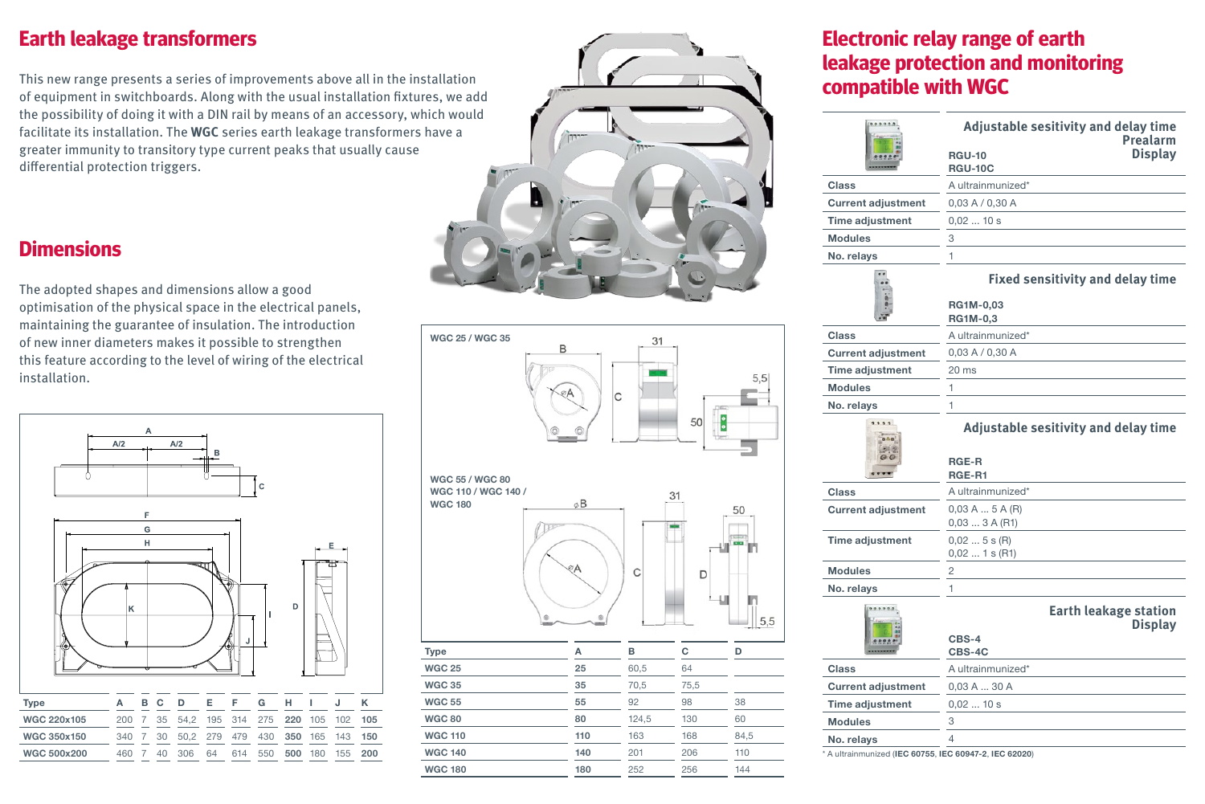# Earth leakage transformers

This new range presents a series of improvements above all in the installation of equipment in switchboards. Along with the usual installation fixtures, we add the possibility of doing it with a DIN rail by means of an accessory, which would facilitate its installation. The **WGC** series earth leakage transformers have a greater immunity to transitory type current peaks that usually cause differential protection triggers.

# Dimensions

The adopted shapes and dimensions allow a good optimisation of the physical space in the electrical panels, maintaining the guarantee of insulation. The introduction of new inner diameters makes it possible to strengthen this feature according to the level of wiring of the electrical installation.

A
A/2
A/2
B
C
F
G
H
K
I
J
E
D

| Type | A | B | C | D | E | F | G | H | I | J | K |
|---|---|---|---|---|---|---|---|---|---|---|---|
| WGC 220x105 | 200 | 7 | 35 | 54,2 | 195 | 314 | 275 | **220** | 105 | 102 | **105** |
| WGC 350x150 | 340 | 7 | 30 | 50,2 | 279 | 479 | 430 | **350** | 165 | 143 | **150** |
| WGC 500x200 | 460 | 7 | 40 | 306 | 64 | 614 | 550 | **500** | 180 | 155 | **200** |

WGC 25 / WGC 35
B
31
⌀A
C
5,5
50

WGC 55 / WGC 80
WGC 110 / WGC 140 /
WGC 180
⌀B
31
50
⌀A
C
D
5,5

| Type | A | B | C | D |
|---|---|---|---|---|
| WGC 25 | **25** | 60,5 | 64 | |
| WGC 35 | **35** | 70,5 | 75,5 | |
| WGC 55 | **55** | 92 | 98 | 38 |
| WGC 80 | **80** | 124,5 | 130 | 60 |
| WGC 110 | **110** | 163 | 168 | 84,5 |
| WGC 140 | **140** | 201 | 206 | 110 |
| WGC 180 | **180** | 252 | 256 | 144 |

# Electronic relay range of earth leakage protection and monitoring compatible with WGC

| | **Adjustable sesitivity and delay time** **Prealarm** **Display** **RGU-10** **RGU-10C** |
|---|---|
| **Class** | A ultrainmunized* |
| **Current adjustment** | 0,03 A / 0,30 A |
| **Time adjustment** | 0,02 ... 10 s |
| **Modules** | 3 |
| **No. relays** | 1 |

| | **Fixed sensitivity and delay time** **RG1M-0,03** **RG1M-0,3** |
|---|---|
| **Class** | A ultrainmunized* |
| **Current adjustment** | 0,03 A / 0,30 A |
| **Time adjustment** | 20 ms |
| **Modules** | 1 |
| **No. relays** | 1 |

| | **Adjustable sesitivity and delay time** **RGE-R** **RGE-R1** |
|---|---|
| **Class** | A ultrainmunized* |
| **Current adjustment** | 0,03 A ... 5 A (R) 0,03 ... 3 A (R1) |
| **Time adjustment** | 0,02 ... 5 s (R) 0,02 ... 1 s (R1) |
| **Modules** | 2 |
| **No. relays** | 1 |

| | **Earth leakage station** **Display** **CBS-4** **CBS-4C** |
|---|---|
| **Class** | A ultrainmunized* |
| **Current adjustment** | 0,03 A ... 30 A |
| **Time adjustment** | 0,02 ... 10 s |
| **Modules** | 3 |
| **No. relays** | 4 |

* A ultrainmunized (**IEC 60755**, **IEC 60947-2**, **IEC 62020**)